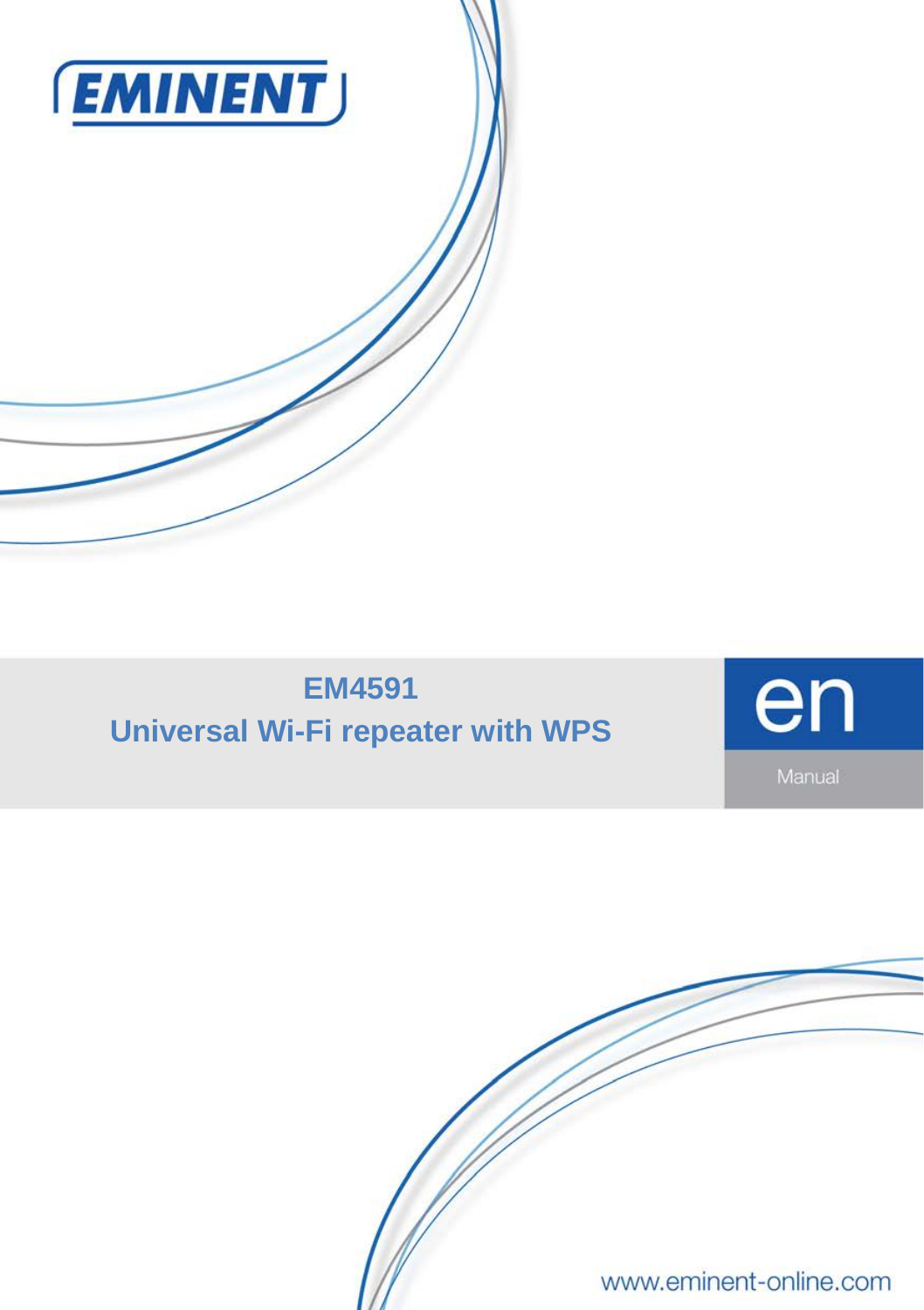EMINENT

# EM4591
# Universal Wi-Fi repeater with WPS

en

Manual

www.eminent-online.com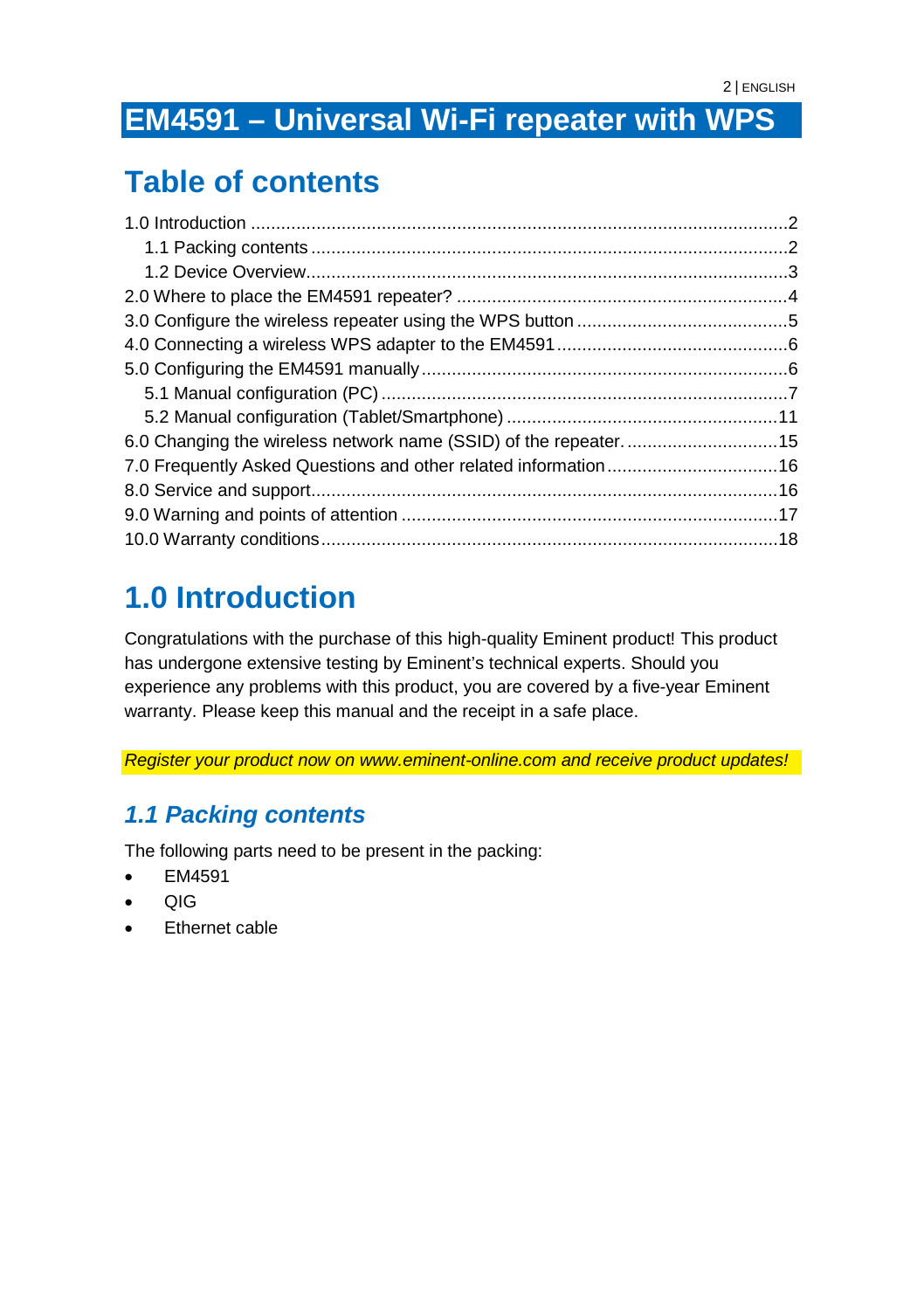# EM4591 – Universal Wi-Fi repeater with WPS

## Table of contents

1.0 Introduction ........................................................................................................2
  1.1 Packing contents ..............................................................................................2
  1.2 Device Overview...............................................................................................3
2.0 Where to place the EM4591 repeater? ..................................................................4
3.0 Configure the wireless repeater using the WPS button ..........................................5
4.0 Connecting a wireless WPS adapter to the EM4591 ..............................................6
5.0 Configuring the EM4591 manually .........................................................................6
  5.1 Manual configuration (PC) ..................................................................................7
  5.2 Manual configuration (Tablet/Smartphone) .......................................................11
6.0 Changing the wireless network name (SSID) of the repeater. ..............................15
7.0 Frequently Asked Questions and other related information ..................................16
8.0 Service and support............................................................................................16
9.0 Warning and points of attention ...........................................................................17
10.0 Warranty conditions...........................................................................................18

## 1.0 Introduction

Congratulations with the purchase of this high-quality Eminent product! This product has undergone extensive testing by Eminent's technical experts. Should you experience any problems with this product, you are covered by a five-year Eminent warranty. Please keep this manual and the receipt in a safe place.

*Register your product now on www.eminent-online.com and receive product updates!*

### *1.1 Packing contents*

The following parts need to be present in the packing:

- EM4591
- QIG
- Ethernet cable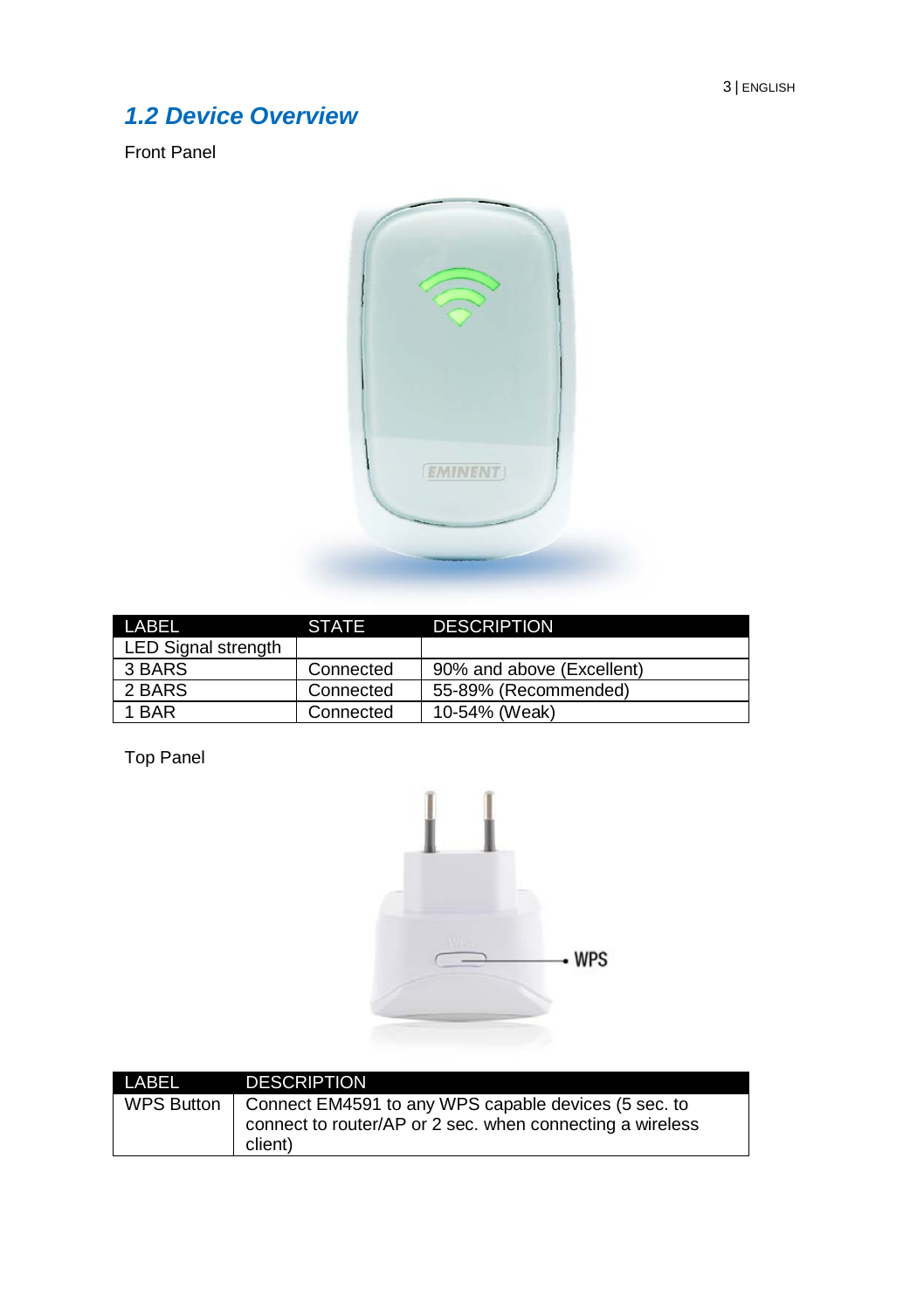## *1.2 Device Overview*

Front Panel

| LABEL | STATE | DESCRIPTION |
|---|---|---|
| LED Signal strength | | |
| 3 BARS | Connected | 90% and above (Excellent) |
| 2 BARS | Connected | 55-89% (Recommended) |
| 1 BAR | Connected | 10-54% (Weak) |

Top Panel

| LABEL | DESCRIPTION |
|---|---|
| WPS Button | Connect EM4591 to any WPS capable devices (5 sec. to connect to router/AP or 2 sec. when connecting a wireless client) |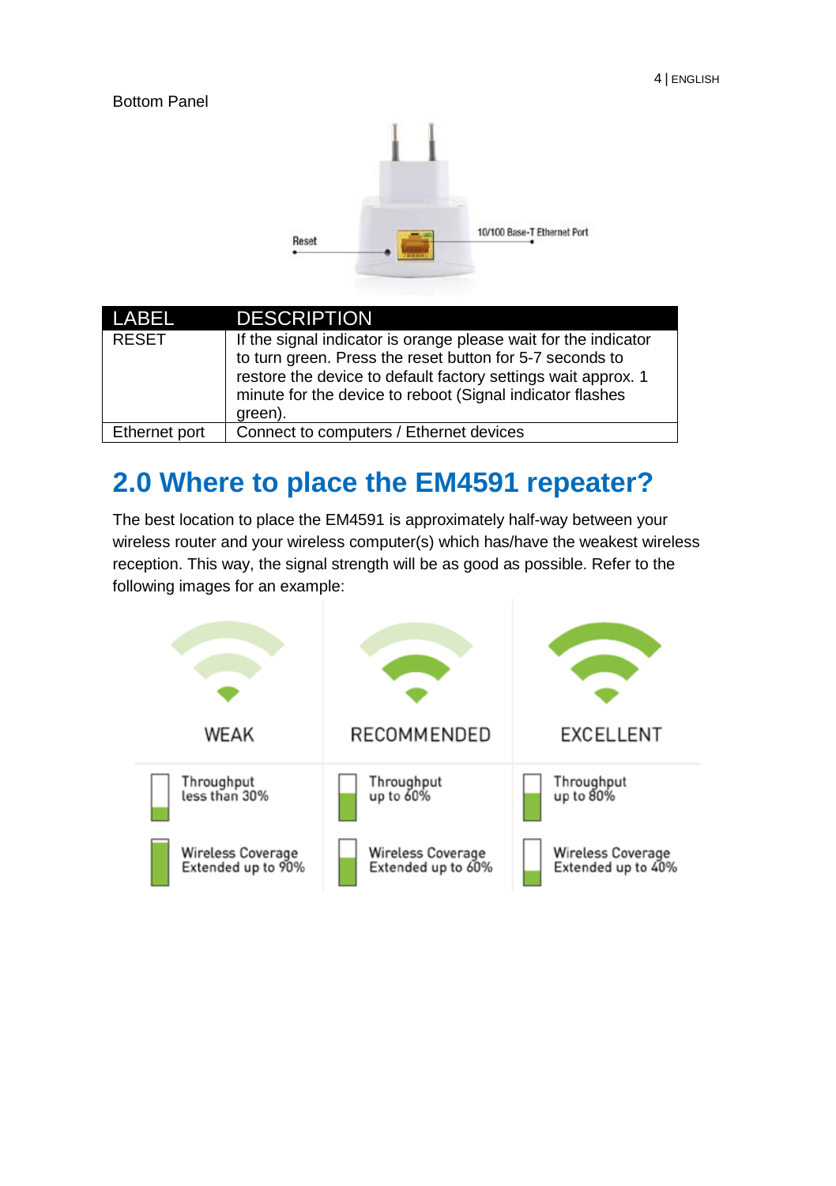Bottom Panel

| LABEL | DESCRIPTION |
| --- | --- |
| RESET | If the signal indicator is orange please wait for the indicator to turn green. Press the reset button for 5-7 seconds to restore the device to default factory settings wait approx. 1 minute for the device to reboot (Signal indicator flashes green). |
| Ethernet port | Connect to computers / Ethernet devices |

## 2.0 Where to place the EM4591 repeater?

The best location to place the EM4591 is approximately half-way between your wireless router and your wireless computer(s) which has/have the weakest wireless reception. This way, the signal strength will be as good as possible. Refer to the following images for an example: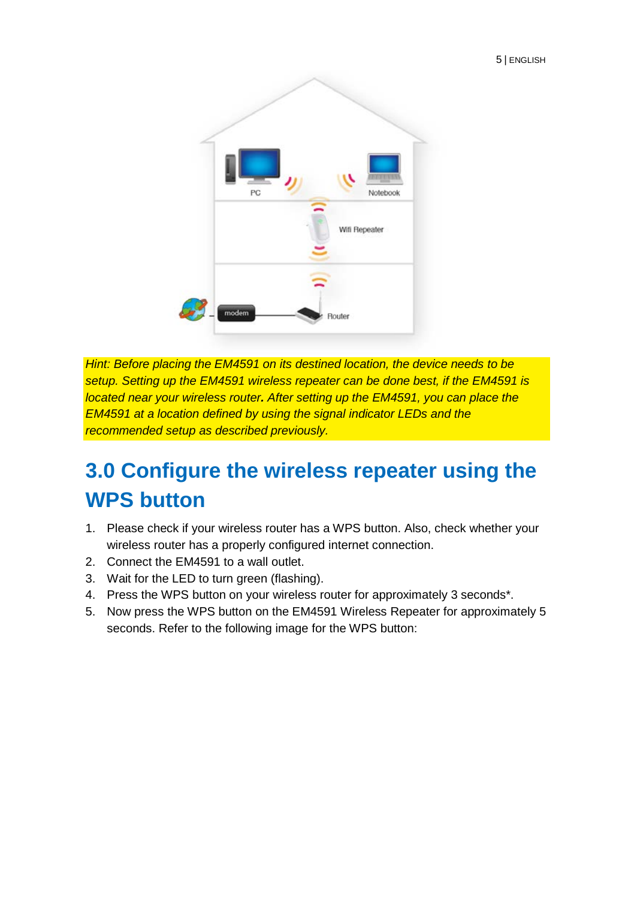*Hint: Before placing the EM4591 on its destined location, the device needs to be setup. Setting up the EM4591 wireless repeater can be done best, if the EM4591 is located near your wireless router. After setting up the EM4591, you can place the EM4591 at a location defined by using the signal indicator LEDs and the recommended setup as described previously.*

## 3.0 Configure the wireless repeater using the WPS button

1. Please check if your wireless router has a WPS button. Also, check whether your wireless router has a properly configured internet connection.
2. Connect the EM4591 to a wall outlet.
3. Wait for the LED to turn green (flashing).
4. Press the WPS button on your wireless router for approximately 3 seconds*.
5. Now press the WPS button on the EM4591 Wireless Repeater for approximately 5 seconds. Refer to the following image for the WPS button: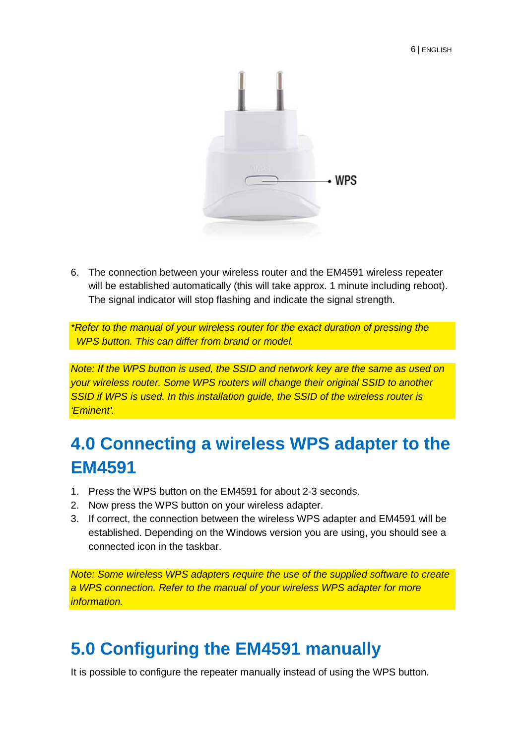6. The connection between your wireless router and the EM4591 wireless repeater will be established automatically (this will take approx. 1 minute including reboot). The signal indicator will stop flashing and indicate the signal strength.

*\*Refer to the manual of your wireless router for the exact duration of pressing the WPS button. This can differ from brand or model.*

*Note: If the WPS button is used, the SSID and network key are the same as used on your wireless router. Some WPS routers will change their original SSID to another SSID if WPS is used. In this installation guide, the SSID of the wireless router is 'Eminent'.*

# 4.0 Connecting a wireless WPS adapter to the EM4591

1. Press the WPS button on the EM4591 for about 2-3 seconds.
2. Now press the WPS button on your wireless adapter.
3. If correct, the connection between the wireless WPS adapter and EM4591 will be established. Depending on the Windows version you are using, you should see a connected icon in the taskbar.

*Note: Some wireless WPS adapters require the use of the supplied software to create a WPS connection. Refer to the manual of your wireless WPS adapter for more information.*

# 5.0 Configuring the EM4591 manually

It is possible to configure the repeater manually instead of using the WPS button.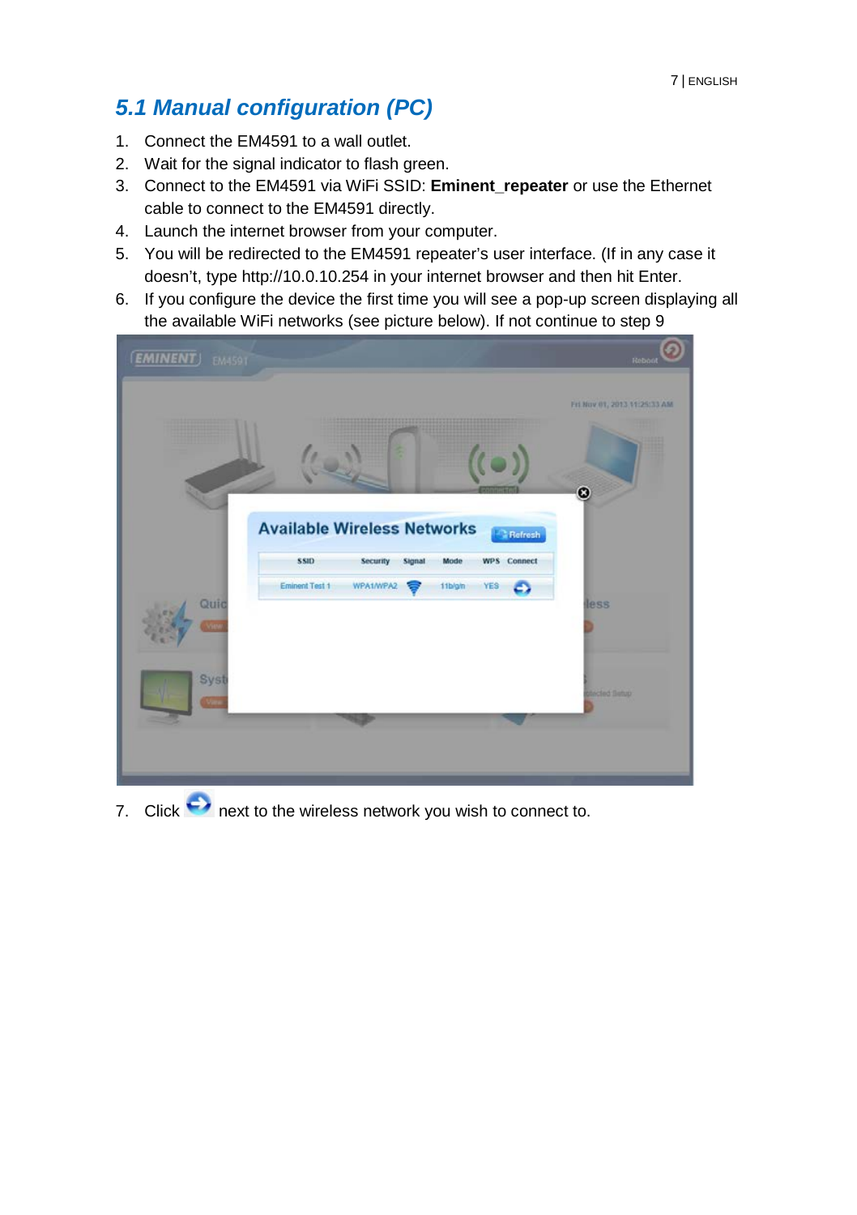## 5.1 Manual configuration (PC)

1. Connect the EM4591 to a wall outlet.
2. Wait for the signal indicator to flash green.
3. Connect to the EM4591 via WiFi SSID: **Eminent_repeater** or use the Ethernet cable to connect to the EM4591 directly.
4. Launch the internet browser from your computer.
5. You will be redirected to the EM4591 repeater's user interface. (If in any case it doesn't, type http://10.0.10.254 in your internet browser and then hit Enter.
6. If you configure the device the first time you will see a pop-up screen displaying all the available WiFi networks (see picture below). If not continue to step 9

7. Click next to the wireless network you wish to connect to.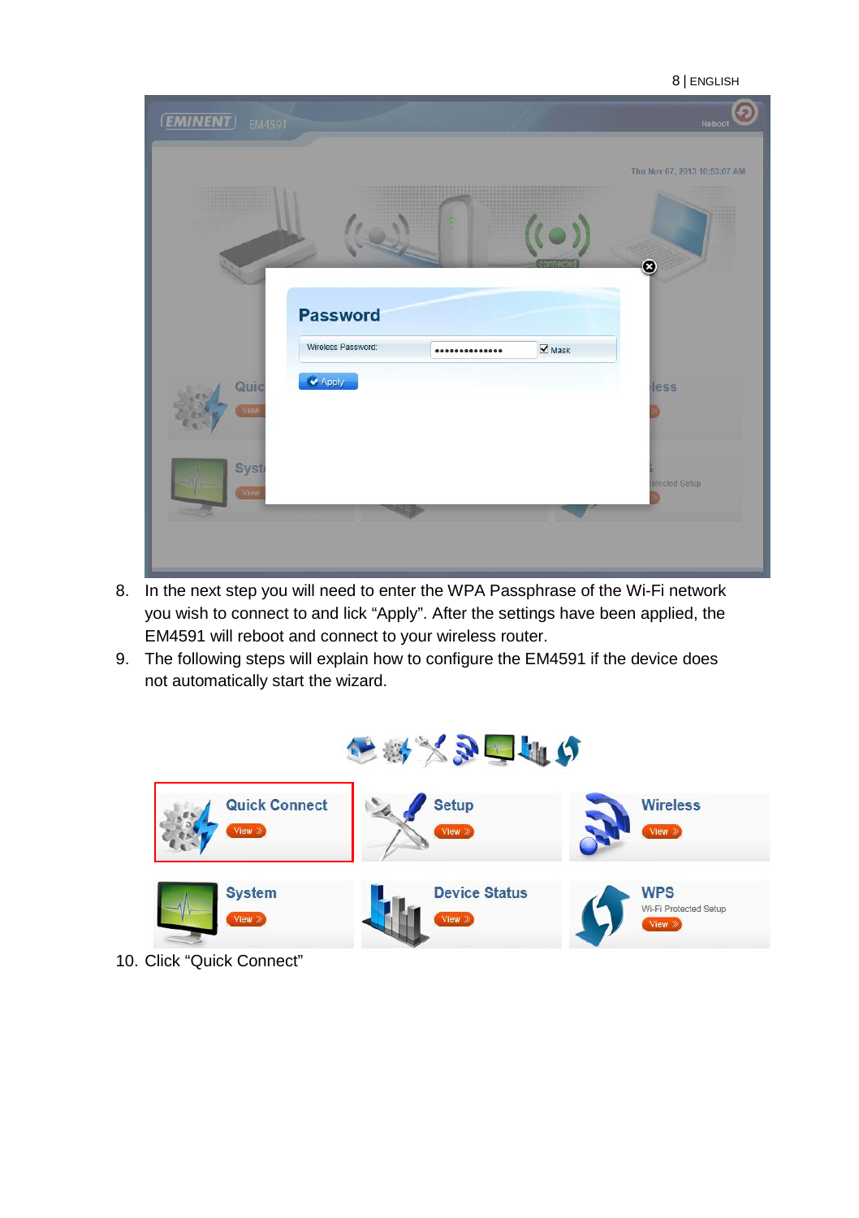8. In the next step you will need to enter the WPA Passphrase of the Wi-Fi network you wish to connect to and lick “Apply”. After the settings have been applied, the EM4591 will reboot and connect to your wireless router.
9. The following steps will explain how to configure the EM4591 if the device does not automatically start the wizard.

10. Click “Quick Connect”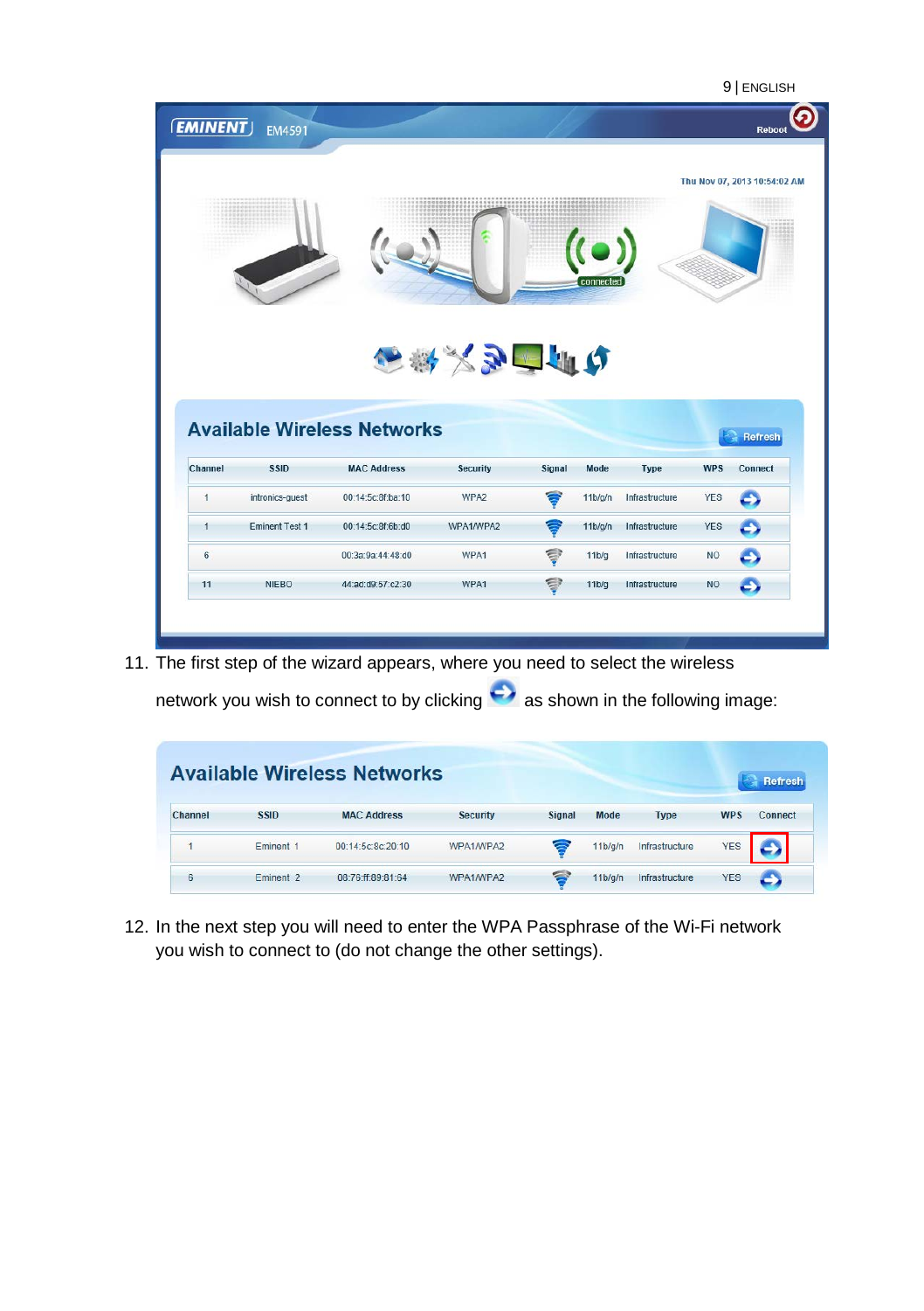11. The first step of the wizard appears, where you need to select the wireless network you wish to connect to by clicking  as shown in the following image:

12. In the next step you will need to enter the WPA Passphrase of the Wi-Fi network you wish to connect to (do not change the other settings).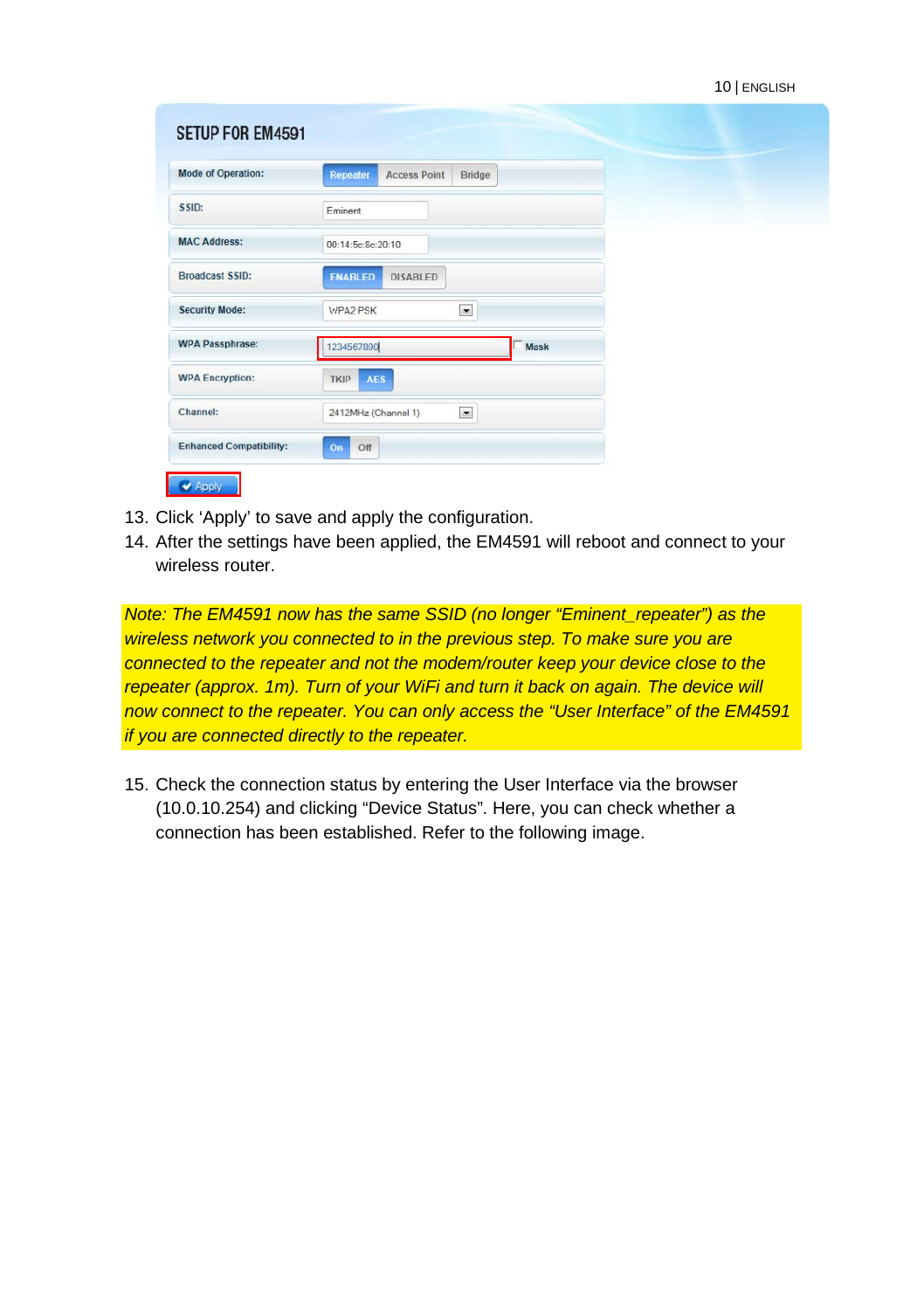SETUP FOR EM4591

| Mode of Operation: | Repeater / Access Point / Bridge |
| --- | --- |
| SSID: | Eminent |
| MAC Address: | 00:14:5c:8c:20:10 |
| Broadcast SSID: | ENABLED / DISABLED |
| Security Mode: | WPA2 PSK |
| WPA Passphrase: | 1234567890 (Mask) |
| WPA Encryption: | TKIP / AES |
| Channel: | 2412MHz (Channel 1) |
| Enhanced Compatibility: | On / Off |

Apply

13. Click 'Apply' to save and apply the configuration.
14. After the settings have been applied, the EM4591 will reboot and connect to your wireless router.

*Note: The EM4591 now has the same SSID (no longer "Eminent_repeater") as the wireless network you connected to in the previous step. To make sure you are connected to the repeater and not the modem/router keep your device close to the repeater (approx. 1m). Turn of your WiFi and turn it back on again. The device will now connect to the repeater. You can only access the "User Interface" of the EM4591 if you are connected directly to the repeater.*

15. Check the connection status by entering the User Interface via the browser (10.0.10.254) and clicking "Device Status". Here, you can check whether a connection has been established. Refer to the following image.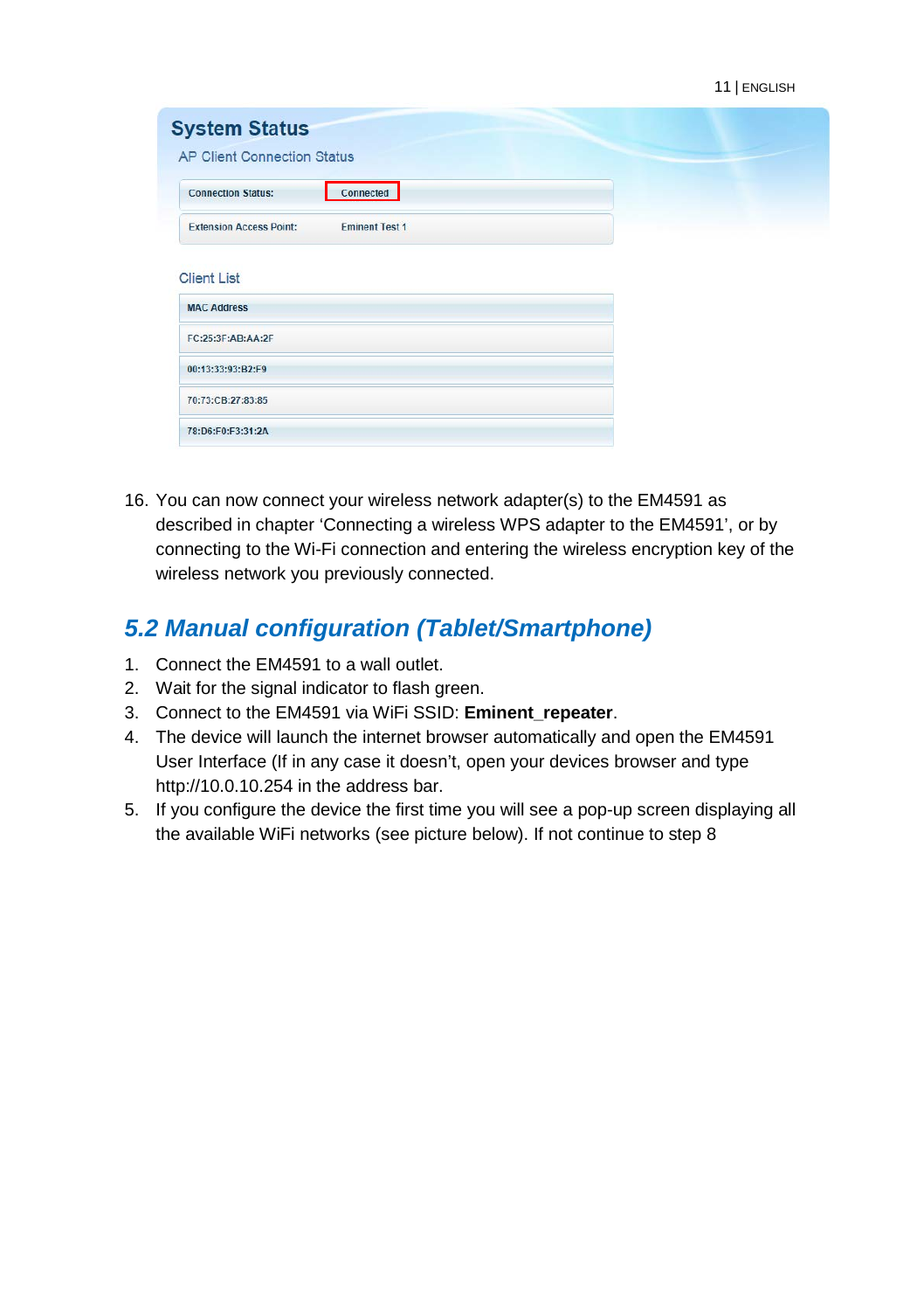**System Status**

AP Client Connection Status

| Connection Status: | Connected |
|---|---|
| Extension Access Point: | Eminent Test 1 |

Client List

| MAC Address |
|---|
| FC:25:3F:AB:AA:2F |
| 00:13:33:93:B2:F9 |
| 70:73:CB:27:83:85 |
| 78:D6:F0:F3:31:2A |

16. You can now connect your wireless network adapter(s) to the EM4591 as described in chapter ‘Connecting a wireless WPS adapter to the EM4591’, or by connecting to the Wi-Fi connection and entering the wireless encryption key of the wireless network you previously connected.

## *5.2 Manual configuration (Tablet/Smartphone)*

1. Connect the EM4591 to a wall outlet.
2. Wait for the signal indicator to flash green.
3. Connect to the EM4591 via WiFi SSID: **Eminent_repeater**.
4. The device will launch the internet browser automatically and open the EM4591 User Interface (If in any case it doesn’t, open your devices browser and type http://10.0.10.254 in the address bar.
5. If you configure the device the first time you will see a pop-up screen displaying all the available WiFi networks (see picture below). If not continue to step 8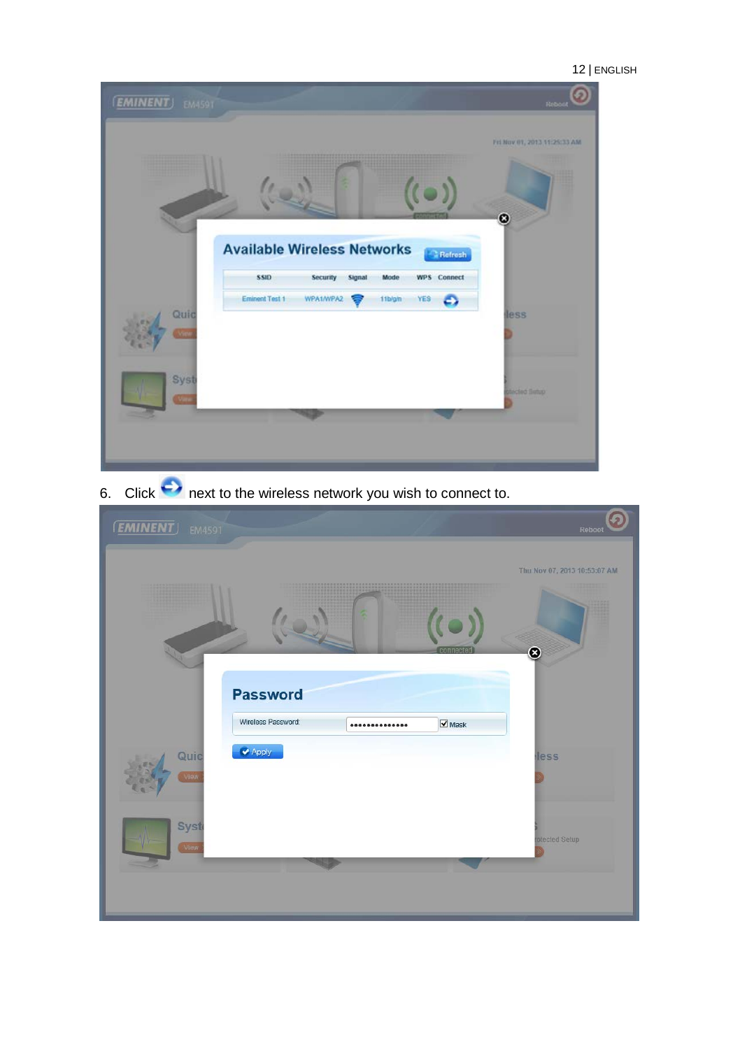6. Click next to the wireless network you wish to connect to.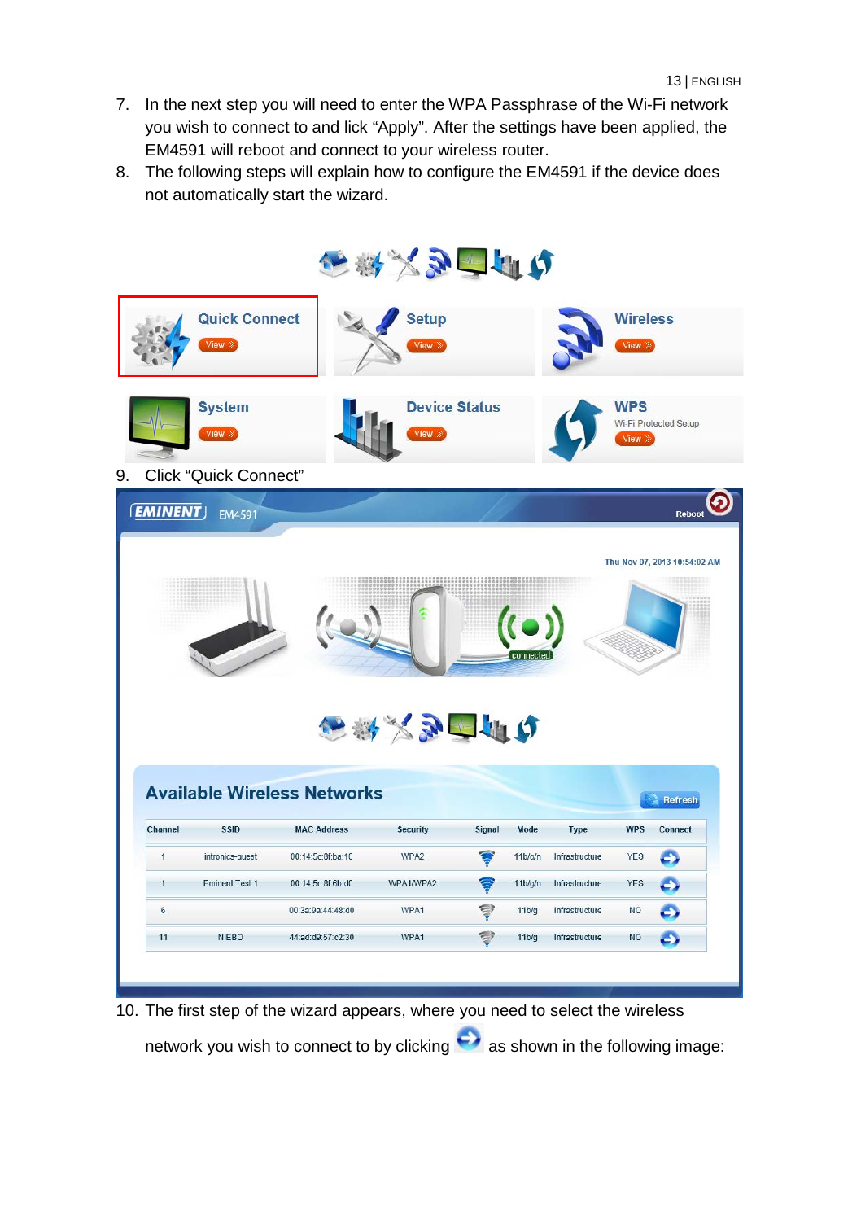7. In the next step you will need to enter the WPA Passphrase of the Wi-Fi network you wish to connect to and lick “Apply”. After the settings have been applied, the EM4591 will reboot and connect to your wireless router.
8. The following steps will explain how to configure the EM4591 if the device does not automatically start the wizard.

Quick Connect View »
Setup View »
Wireless View »
System View »
Device Status View »
WPS Wi-Fi Protected Setup View »

9. Click “Quick Connect”

EMINENT EM4591 Reboot

Thu Nov 07, 2013 10:54:02 AM

connected

**Available Wireless Networks** Refresh

| Channel | SSID | MAC Address | Security | Signal | Mode | Type | WPS | Connect |
|---|---|---|---|---|---|---|---|---|
| 1 | intronics-guest | 00:14:5c:8f:ba:10 | WPA2 | | 11b/g/n | Infrastructure | YES | |
| 1 | Eminent Test 1 | 00:14:5c:8f:6b:d0 | WPA1/WPA2 | | 11b/g/n | Infrastructure | YES | |
| 6 | | 00:3a:9a:44:48:d0 | WPA1 | | 11b/g | Infrastructure | NO | |
| 11 | NIEBO | 44:ad:d9:57:c2:30 | WPA1 | | 11b/g | Infrastructure | NO | |

10. The first step of the wizard appears, where you need to select the wireless network you wish to connect to by clicking as shown in the following image: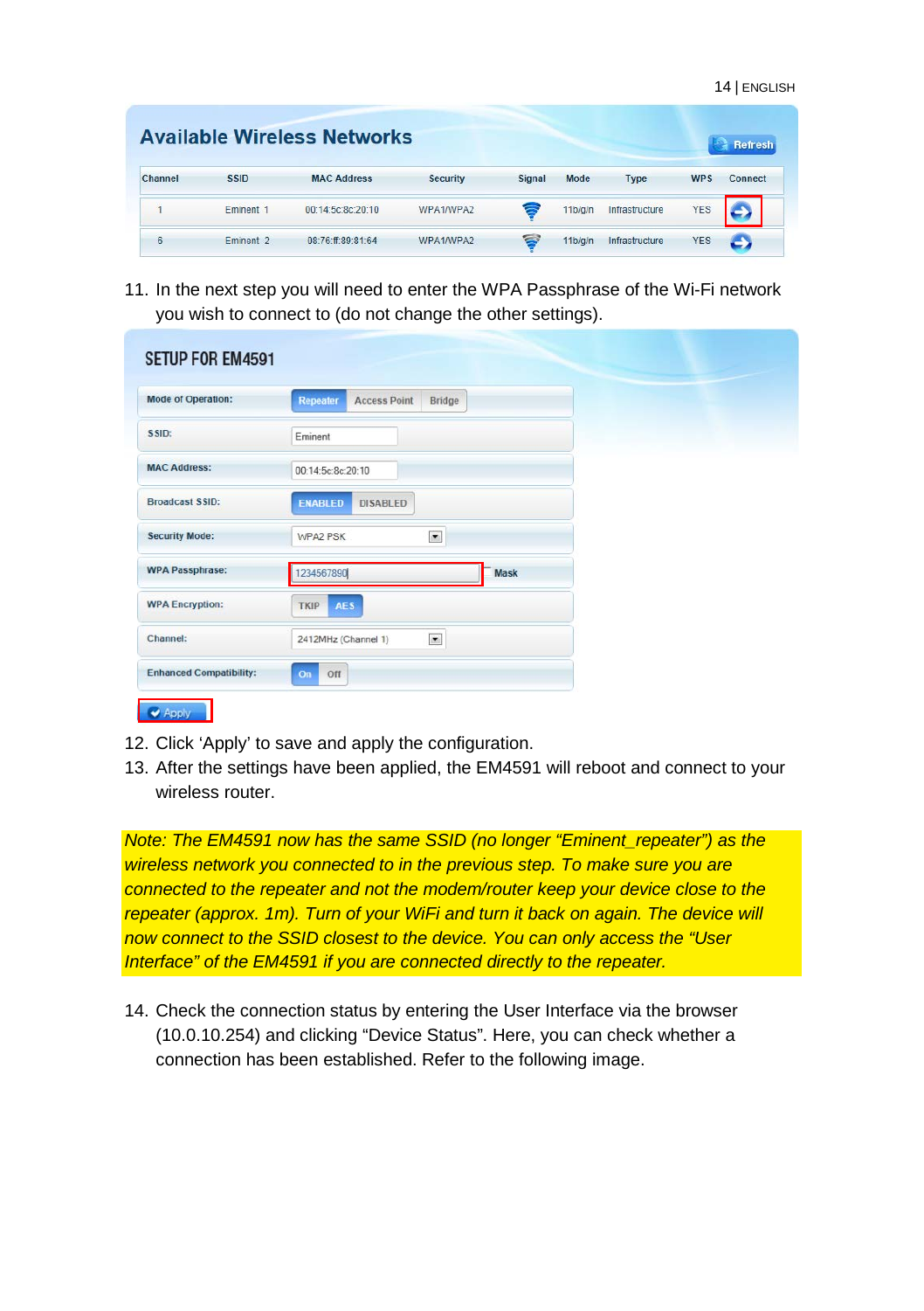## Available Wireless Networks

| Channel | SSID | MAC Address | Security | Signal | Mode | Type | WPS | Connect |
|---|---|---|---|---|---|---|---|---|
| 1 | Eminent 1 | 00:14:5c:8c:20:10 | WPA1/WPA2 | | 11b/g/n | Infrastructure | YES | |
| 6 | Eminent 2 | 08:76:ff:89:81:64 | WPA1/WPA2 | | 11b/g/n | Infrastructure | YES | |

11. In the next step you will need to enter the WPA Passphrase of the Wi-Fi network you wish to connect to (do not change the other settings).

**SETUP FOR EM4591**

| Setting | Value |
|---|---|
| Mode of Operation: | Repeater / Access Point / Bridge |
| SSID: | Eminent |
| MAC Address: | 00:14:5c:8c:20:10 |
| Broadcast SSID: | ENABLED / DISABLED |
| Security Mode: | WPA2 PSK |
| WPA Passphrase: | 1234567890 (Mask) |
| WPA Encryption: | TKIP / AES |
| Channel: | 2412MHz (Channel 1) |
| Enhanced Compatibility: | On / Off |

Apply

12. Click 'Apply' to save and apply the configuration.
13. After the settings have been applied, the EM4591 will reboot and connect to your wireless router.

*Note: The EM4591 now has the same SSID (no longer "Eminent_repeater") as the wireless network you connected to in the previous step. To make sure you are connected to the repeater and not the modem/router keep your device close to the repeater (approx. 1m). Turn of your WiFi and turn it back on again. The device will now connect to the SSID closest to the device. You can only access the "User Interface" of the EM4591 if you are connected directly to the repeater.*

14. Check the connection status by entering the User Interface via the browser (10.0.10.254) and clicking "Device Status". Here, you can check whether a connection has been established. Refer to the following image.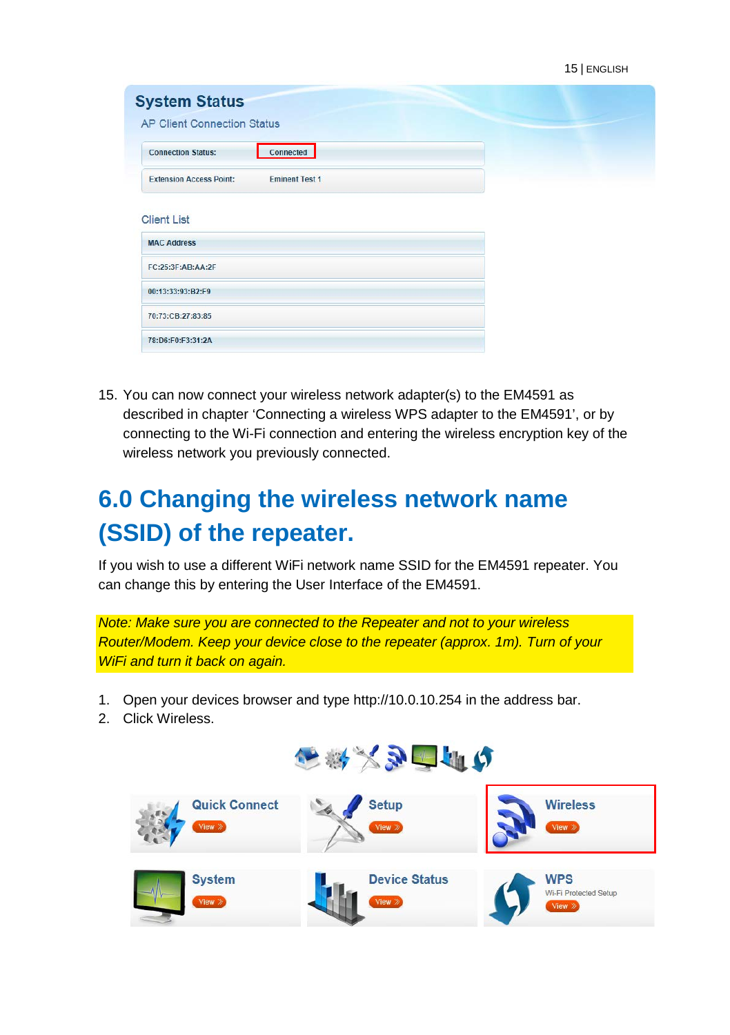15. You can now connect your wireless network adapter(s) to the EM4591 as described in chapter 'Connecting a wireless WPS adapter to the EM4591', or by connecting to the Wi-Fi connection and entering the wireless encryption key of the wireless network you previously connected.

# 6.0 Changing the wireless network name (SSID) of the repeater.

If you wish to use a different WiFi network name SSID for the EM4591 repeater. You can change this by entering the User Interface of the EM4591.

*Note: Make sure you are connected to the Repeater and not to your wireless Router/Modem. Keep your device close to the repeater (approx. 1m). Turn of your WiFi and turn it back on again.*

1. Open your devices browser and type http://10.0.10.254 in the address bar.
2. Click Wireless.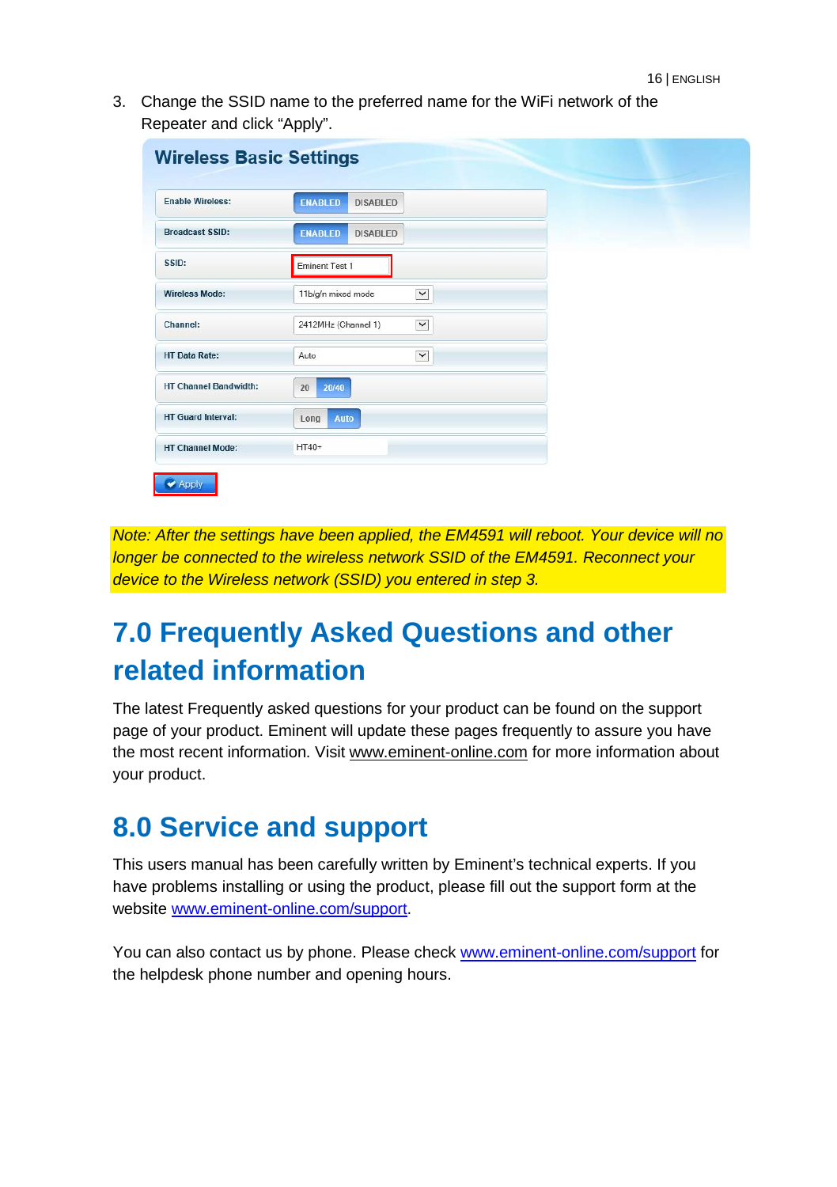3. Change the SSID name to the preferred name for the WiFi network of the Repeater and click “Apply”.

| Wireless Basic Settings | |
| --- | --- |
| Enable Wireless: | ENABLED DISABLED |
| Broadcast SSID: | ENABLED DISABLED |
| SSID: | Eminent Test 1 |
| Wireless Mode: | 11b/g/n mixed mode |
| Channel: | 2412MHz (Channel 1) |
| HT Data Rate: | Auto |
| HT Channel Bandwidth: | 20 20/40 |
| HT Guard Interval: | Long Auto |
| HT Channel Mode: | HT40+ |

Apply

*Note: After the settings have been applied, the EM4591 will reboot. Your device will no longer be connected to the wireless network SSID of the EM4591. Reconnect your device to the Wireless network (SSID) you entered in step 3.*

# 7.0 Frequently Asked Questions and other related information

The latest Frequently asked questions for your product can be found on the support page of your product. Eminent will update these pages frequently to assure you have the most recent information. Visit www.eminent-online.com for more information about your product.

# 8.0 Service and support

This users manual has been carefully written by Eminent’s technical experts. If you have problems installing or using the product, please fill out the support form at the website www.eminent-online.com/support.

You can also contact us by phone. Please check www.eminent-online.com/support for the helpdesk phone number and opening hours.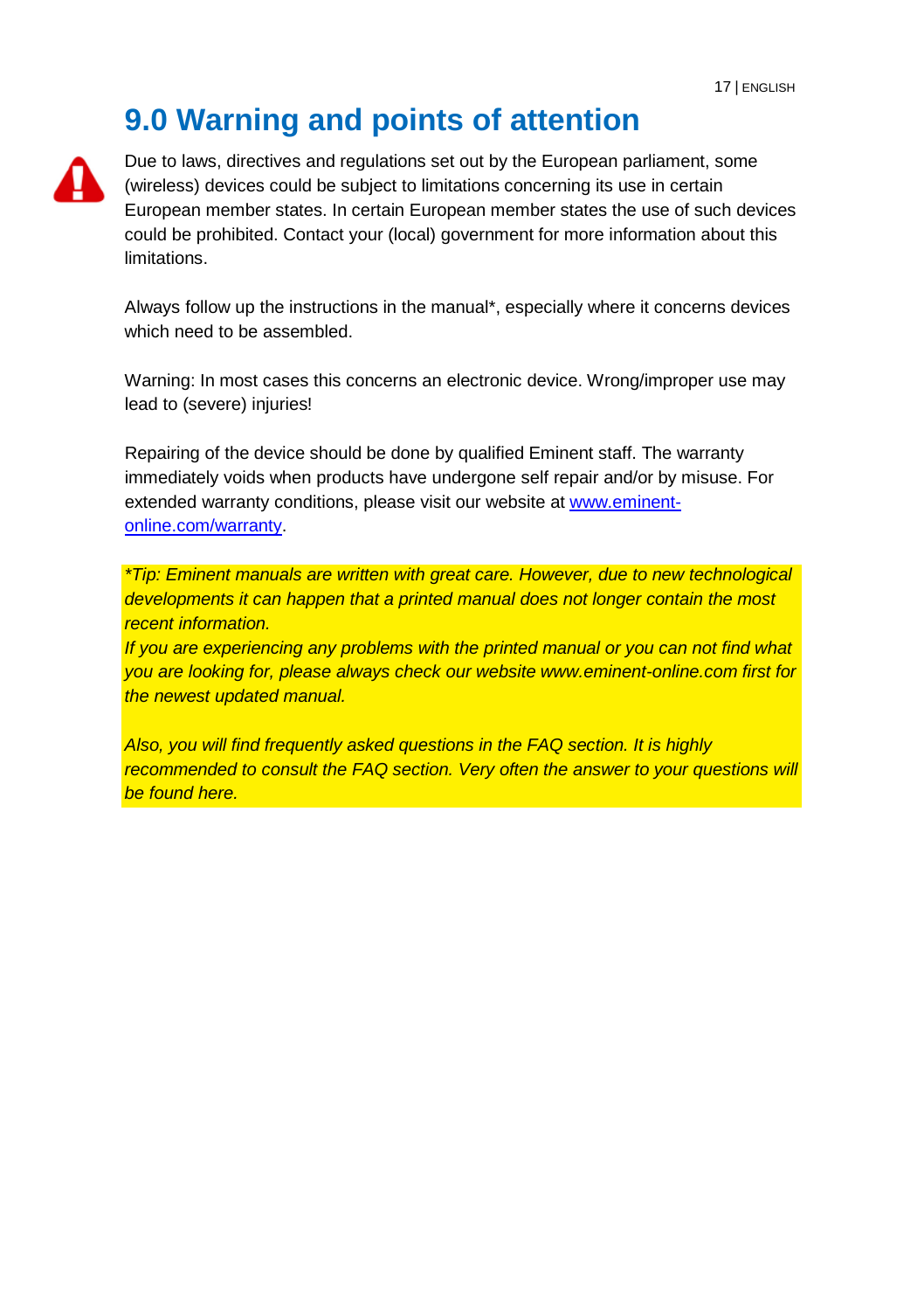# 9.0 Warning and points of attention

Due to laws, directives and regulations set out by the European parliament, some (wireless) devices could be subject to limitations concerning its use in certain European member states. In certain European member states the use of such devices could be prohibited. Contact your (local) government for more information about this limitations.

Always follow up the instructions in the manual*, especially where it concerns devices which need to be assembled.

Warning: In most cases this concerns an electronic device. Wrong/improper use may lead to (severe) injuries!

Repairing of the device should be done by qualified Eminent staff. The warranty immediately voids when products have undergone self repair and/or by misuse. For extended warranty conditions, please visit our website at [www.eminent-online.com/warranty](http://www.eminent-online.com/warranty).

*\*Tip: Eminent manuals are written with great care. However, due to new technological developments it can happen that a printed manual does not longer contain the most recent information.*
*If you are experiencing any problems with the printed manual or you can not find what you are looking for, please always check our website www.eminent-online.com first for the newest updated manual.*

*Also, you will find frequently asked questions in the FAQ section. It is highly recommended to consult the FAQ section. Very often the answer to your questions will be found here.*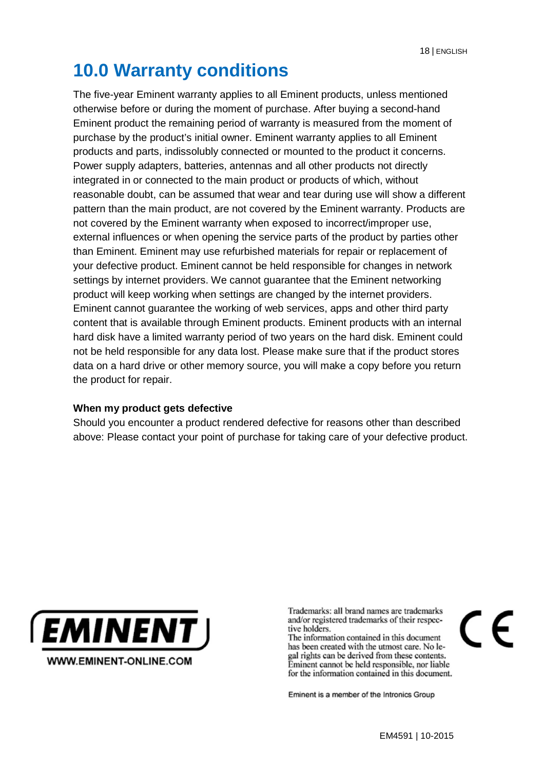# 10.0 Warranty conditions

The five-year Eminent warranty applies to all Eminent products, unless mentioned otherwise before or during the moment of purchase. After buying a second-hand Eminent product the remaining period of warranty is measured from the moment of purchase by the product's initial owner. Eminent warranty applies to all Eminent products and parts, indissolubly connected or mounted to the product it concerns. Power supply adapters, batteries, antennas and all other products not directly integrated in or connected to the main product or products of which, without reasonable doubt, can be assumed that wear and tear during use will show a different pattern than the main product, are not covered by the Eminent warranty. Products are not covered by the Eminent warranty when exposed to incorrect/improper use, external influences or when opening the service parts of the product by parties other than Eminent. Eminent may use refurbished materials for repair or replacement of your defective product. Eminent cannot be held responsible for changes in network settings by internet providers. We cannot guarantee that the Eminent networking product will keep working when settings are changed by the internet providers. Eminent cannot guarantee the working of web services, apps and other third party content that is available through Eminent products. Eminent products with an internal hard disk have a limited warranty period of two years on the hard disk. Eminent could not be held responsible for any data lost. Please make sure that if the product stores data on a hard drive or other memory source, you will make a copy before you return the product for repair.

**When my product gets defective**

Should you encounter a product rendered defective for reasons other than described above: Please contact your point of purchase for taking care of your defective product.

EMINENT

WWW.EMINENT-ONLINE.COM

Trademarks: all brand names are trademarks and/or registered trademarks of their respective holders.
The information contained in this document has been created with the utmost care. No legal rights can be derived from these contents. Eminent cannot be held responsible, nor liable for the information contained in this document.

CE

Eminent is a member of the Intronics Group

EM4591 | 10-2015